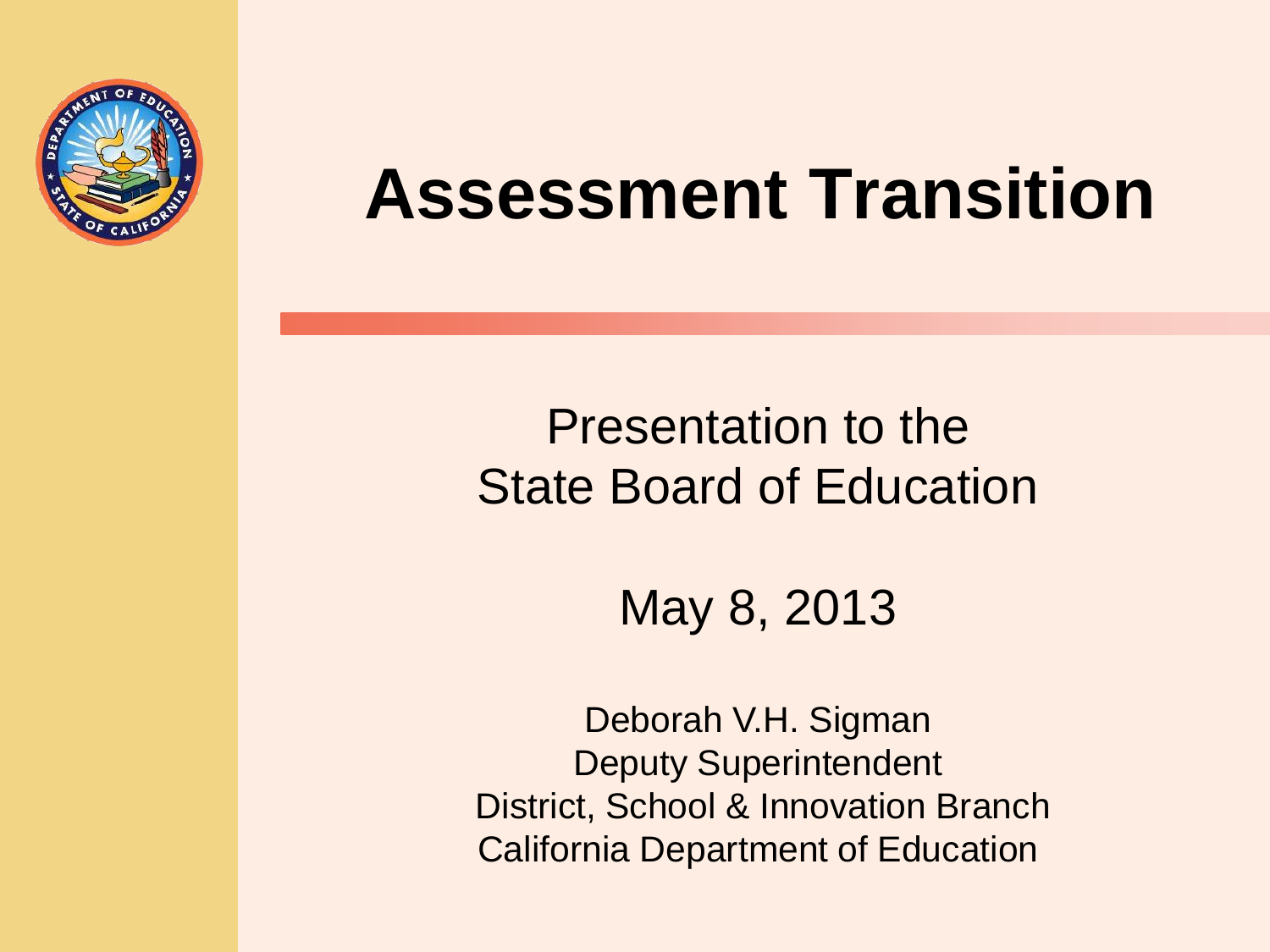# Assessment Transition

Presentation to the State Board of Education

May 8, 2013

Deborah V.H. Sigman
Deputy Superintendent
District, School & Innovation Branch
California Department of Education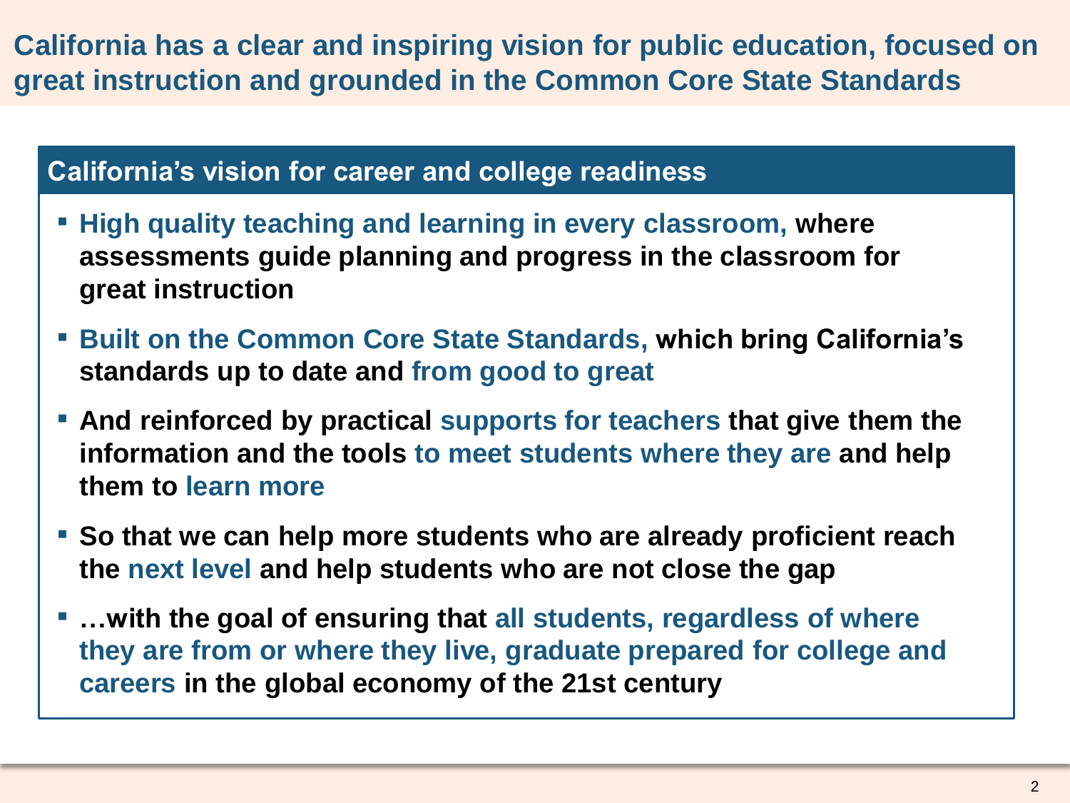# California has a clear and inspiring vision for public education, focused on great instruction and grounded in the Common Core State Standards

## California's vision for career and college readiness

- **High quality teaching and learning in every classroom, where assessments guide planning and progress in the classroom for great instruction**
- **Built on the Common Core State Standards, which bring California's standards up to date and from good to great**
- **And reinforced by practical supports for teachers that give them the information and the tools to meet students where they are and help them to learn more**
- **So that we can help more students who are already proficient reach the next level and help students who are not close the gap**
- **…with the goal of ensuring that all students, regardless of where they are from or where they live, graduate prepared for college and careers in the global economy of the 21st century**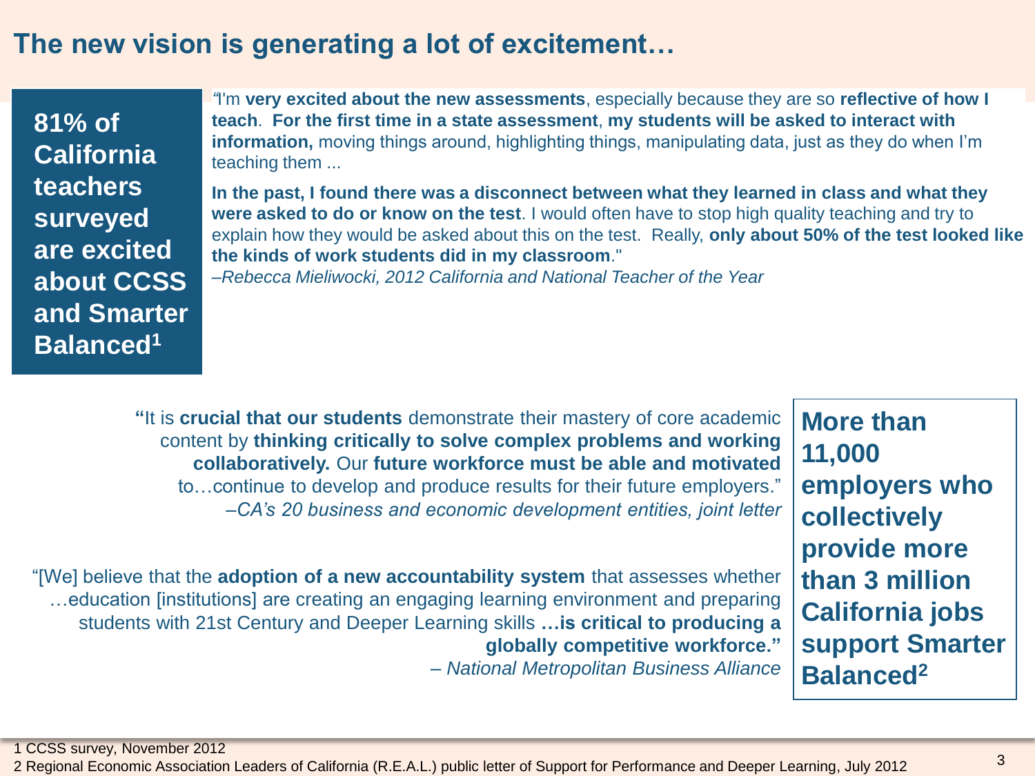# The new vision is generating a lot of excitement…

**81% of California teachers surveyed are excited about CCSS and Smarter Balanced[1]**

"I'm **very excited about the new assessments**, especially because they are so **reflective of how I teach**. **For the first time in a state assessment**, **my students will be asked to interact with information,** moving things around, highlighting things, manipulating data, just as they do when I'm teaching them ...

**In the past, I found there was a disconnect between what they learned in class and what they were asked to do or know on the test**. I would often have to stop high quality teaching and try to explain how they would be asked about this on the test. Really, **only about 50% of the test looked like the kinds of work students did in my classroom**."
*–Rebecca Mieliwocki, 2012 California and National Teacher of the Year*

**"**It is **crucial that our students** demonstrate their mastery of core academic content by **thinking critically to solve complex problems and working collaboratively.** Our **future workforce must be able and motivated** to…continue to develop and produce results for their future employers."
*–CA's 20 business and economic development entities, joint letter*

"[We] believe that the **adoption of a new accountability system** that assesses whether …education [institutions] are creating an engaging learning environment and preparing students with 21st Century and Deeper Learning skills **…is critical to producing a globally competitive workforce."**
*– National Metropolitan Business Alliance*

**More than 11,000 employers who collectively provide more than 3 million California jobs support Smarter Balanced[2]**

1 CCSS survey, November 2012
2 Regional Economic Association Leaders of California (R.E.A.L.) public letter of Support for Performance and Deeper Learning, July 2012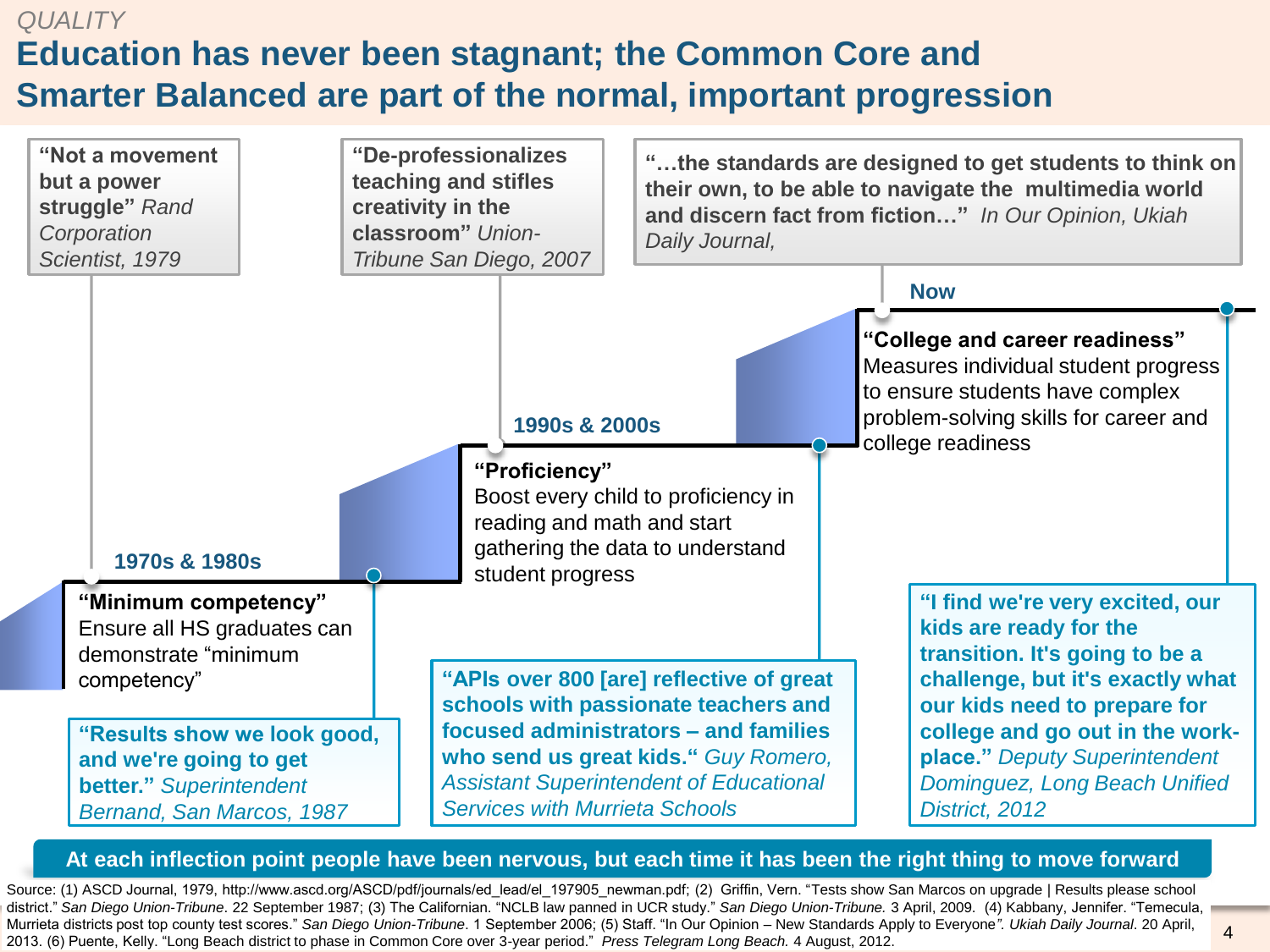QUALITY

# Education has never been stagnant; the Common Core and Smarter Balanced are part of the normal, important progression

**"Not a movement but a power struggle"** *Rand Corporation Scientist, 1979*

**1970s & 1980s**

**"Minimum competency"**
Ensure all HS graduates can demonstrate "minimum competency"

**"Results show we look good, and we're going to get better."** *Superintendent Bernand, San Marcos, 1987*

**"De-professionalizes teaching and stifles creativity in the classroom"** *Union-Tribune San Diego, 2007*

**1990s & 2000s**

**"Proficiency"**
Boost every child to proficiency in reading and math and start gathering the data to understand student progress

**"APIs over 800 [are] reflective of great schools with passionate teachers and focused administrators – and families who send us great kids."** *Guy Romero, Assistant Superintendent of Educational Services with Murrieta Schools*

**"…the standards are designed to get students to think on their own, to be able to navigate the multimedia world and discern fact from fiction…"** *In Our Opinion, Ukiah Daily Journal,*

**Now**

**"College and career readiness"**
Measures individual student progress to ensure students have complex problem-solving skills for career and college readiness

**"I find we're very excited, our kids are ready for the transition. It's going to be a challenge, but it's exactly what our kids need to prepare for college and go out in the work-place."** *Deputy Superintendent Dominguez, Long Beach Unified District, 2012*

**At each inflection point people have been nervous, but each time it has been the right thing to move forward**

Source: (1) ASCD Journal, 1979, http://www.ascd.org/ASCD/pdf/journals/ed_lead/el_197905_newman.pdf; (2) Griffin, Vern. "Tests show San Marcos on upgrade | Results please school district." *San Diego Union-Tribune*. 22 September 1987; (3) The Californian. "NCLB law panned in UCR study." *San Diego Union-Tribune.* 3 April, 2009. (4) Kabbany, Jennifer. "Temecula, Murrieta districts post top county test scores." *San Diego Union-Tribune*. 1 September 2006; (5) Staff. "In Our Opinion – New Standards Apply to Everyone*". Ukiah Daily Journal*. 20 April, 2013. (6) Puente, Kelly. "Long Beach district to phase in Common Core over 3-year period." *Press Telegram Long Beach.* 4 August, 2012.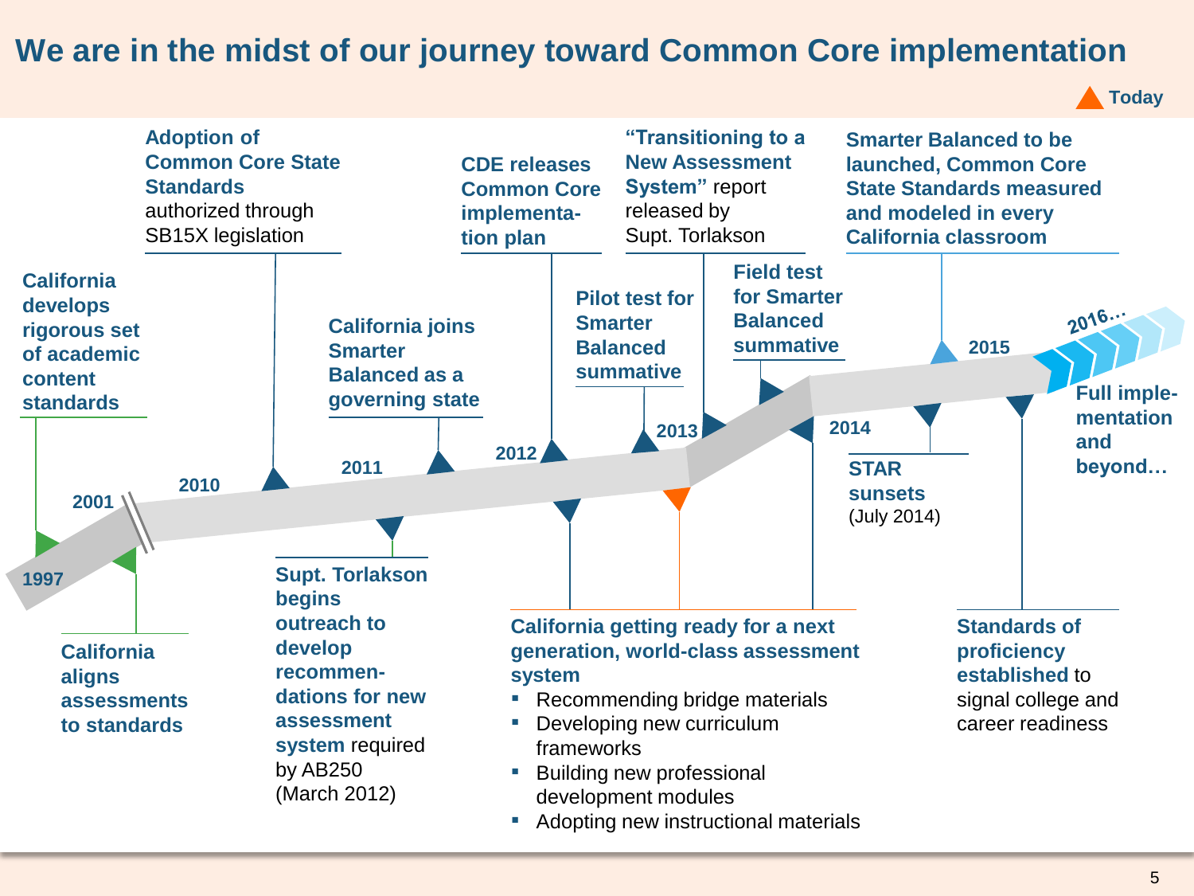# We are in the midst of our journey toward Common Core implementation

Today

**1997**

**California develops rigorous set of academic content standards**

**2001**

**California aligns assessments to standards**

**2010**

**Adoption of Common Core State Standards** authorized through SB15X legislation

**2011**

**Supt. Torlakson begins outreach to develop recommendations for new assessment system** required by AB250 (March 2012)

**California joins Smarter Balanced as a governing state**

**2012**

**CDE releases Common Core implementation plan**

**Pilot test for Smarter Balanced summative**

**2013**

**"Transitioning to a New Assessment System"** report released by Supt. Torlakson

**California getting ready for a next generation, world-class assessment system**

- Recommending bridge materials
- Developing new curriculum frameworks
- Building new professional development modules
- Adopting new instructional materials

**Field test for Smarter Balanced summative**

**2014**

**STAR sunsets** (July 2014)

**2015**

**Smarter Balanced to be launched, Common Core State Standards measured and modeled in every California classroom**

**Standards of proficiency established** to signal college and career readiness

**2016…**

**Full implementation and beyond…**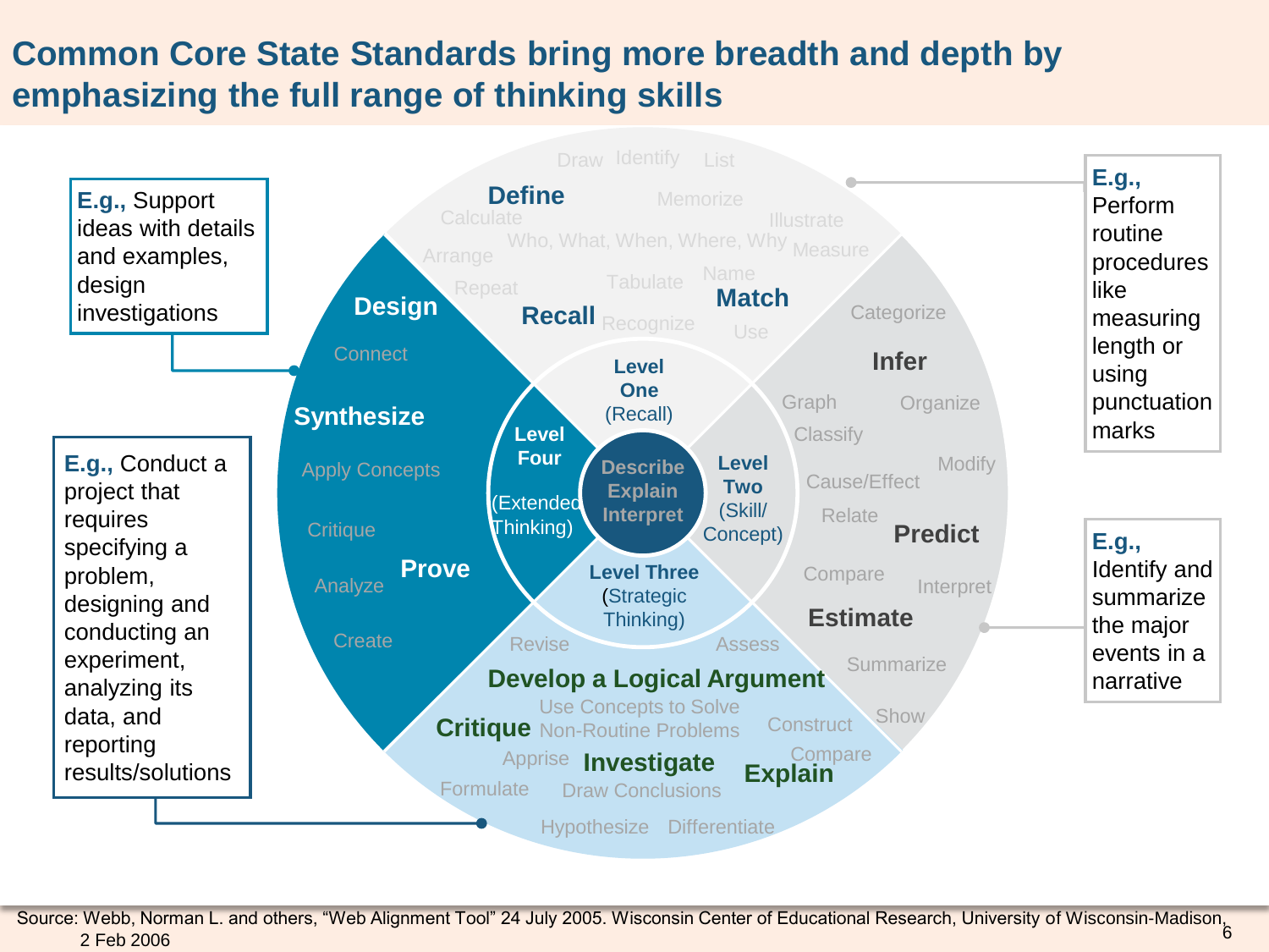# Common Core State Standards bring more breadth and depth by emphasizing the full range of thinking skills

**E.g.,** Support ideas with details and examples, design investigations

**E.g.,** Conduct a project that requires specifying a problem, designing and conducting an experiment, analyzing its data, and reporting results/solutions

**E.g.,** Perform routine procedures like measuring length or using punctuation marks

**E.g.,** Identify and summarize the major events in a narrative

**Describe Explain Interpret**

**Level One (Recall)**
Draw, Identify, List, **Define**, Memorize, Calculate, Illustrate, Who, What, When, Where, Why, Arrange, Measure, Repeat, Tabulate, Name, **Recall**, Recognize, **Match**, Use

**Level Two (Skill/ Concept)**
Categorize, **Infer**, Graph, Organize, Classify, Modify, Cause/Effect, Relate, **Predict**, Compare, Interpret, **Estimate**, Summarize, Show

**Level Three (Strategic Thinking)**
Revise, Assess, **Develop a Logical Argument**, Use Concepts to Solve Non-Routine Problems, **Critique**, Construct, Apprise, **Investigate**, Compare, **Explain**, Formulate, Draw Conclusions, Hypothesize, Differentiate

**Level Four (Extended Thinking)**
**Design**, Connect, **Synthesize**, Apply Concepts, Critique, **Prove**, Analyze, Create

Source: Webb, Norman L. and others, "Web Alignment Tool" 24 July 2005. Wisconsin Center of Educational Research, University of Wisconsin-Madison, 2 Feb 2006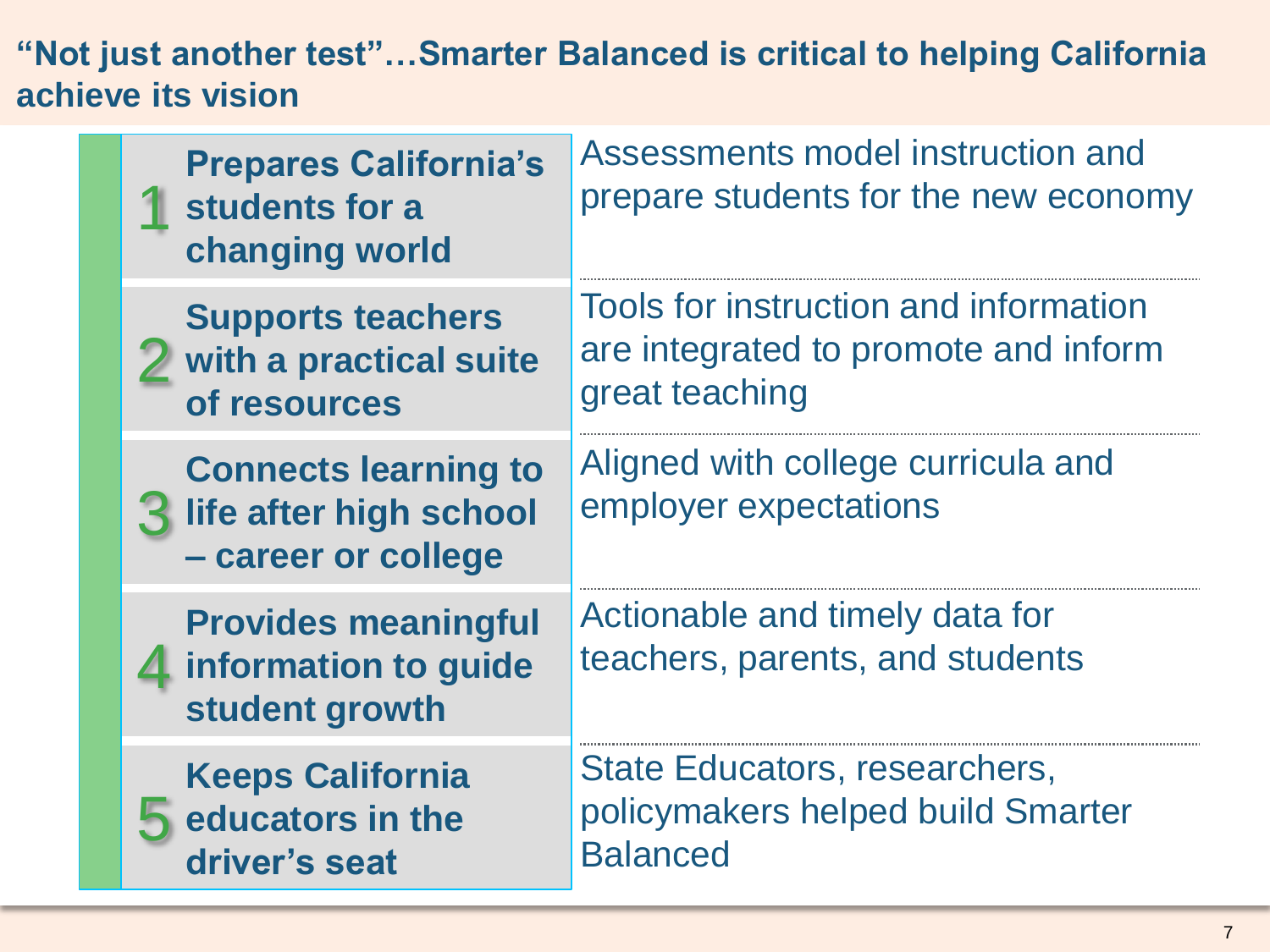# "Not just another test"…Smarter Balanced is critical to helping California achieve its vision

| | |
|---|---|
| **1 Prepares California's students for a changing world** | Assessments model instruction and prepare students for the new economy |
| **2 Supports teachers with a practical suite of resources** | Tools for instruction and information are integrated to promote and inform great teaching |
| **3 Connects learning to life after high school – career or college** | Aligned with college curricula and employer expectations |
| **4 Provides meaningful information to guide student growth** | Actionable and timely data for teachers, parents, and students |
| **5 Keeps California educators in the driver's seat** | State Educators, researchers, policymakers helped build Smarter Balanced |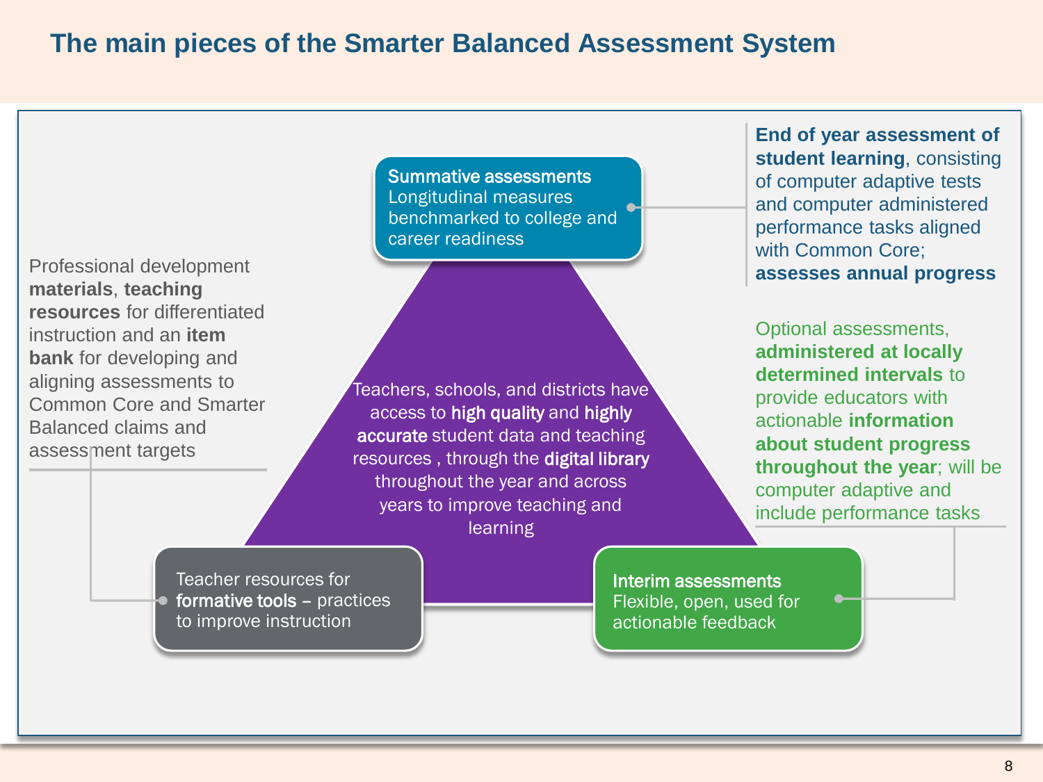# The main pieces of the Smarter Balanced Assessment System

**Summative assessments**
Longitudinal measures benchmarked to college and career readiness

**End of year assessment of student learning**, consisting of computer adaptive tests and computer administered performance tasks aligned with Common Core; **assesses annual progress**

Teachers, schools, and districts have access to **high quality** and **highly accurate** student data and teaching resources , through the **digital library** throughout the year and across years to improve teaching and learning

Professional development **materials**, **teaching resources** for differentiated instruction and an **item bank** for developing and aligning assessments to Common Core and Smarter Balanced claims and assessment targets

Teacher resources for **formative tools** – practices to improve instruction

**Interim assessments**
Flexible, open, used for actionable feedback

Optional assessments, **administered at locally determined intervals** to provide educators with actionable **information about student progress throughout the year**; will be computer adaptive and include performance tasks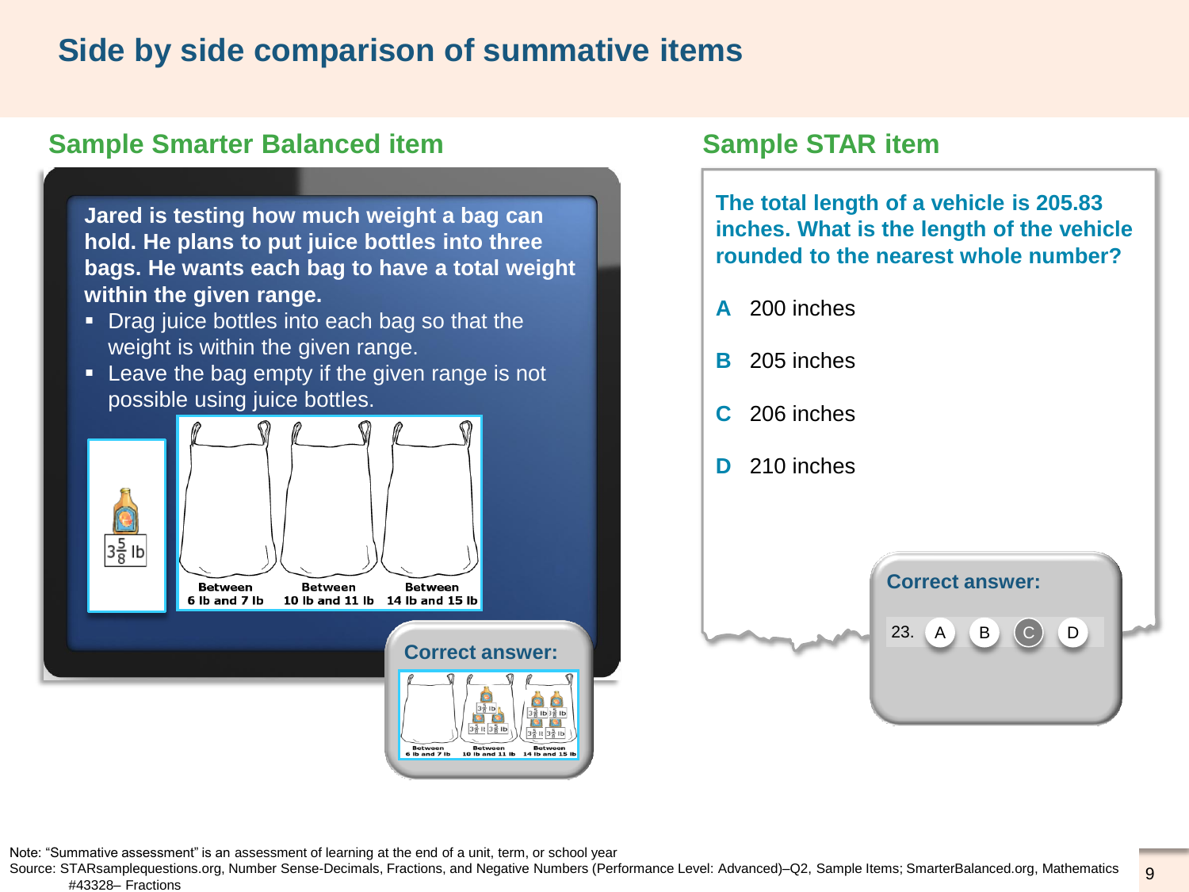# Side by side comparison of summative items

## Sample Smarter Balanced item

**Jared is testing how much weight a bag can hold. He plans to put juice bottles into three bags. He wants each bag to have a total weight within the given range.**

- Drag juice bottles into each bag so that the weight is within the given range.
- Leave the bag empty if the given range is not possible using juice bottles.

$3\frac{5}{8}$ lb

Between 6 lb and 7 lb

Between 10 lb and 11 lb

Between 14 lb and 15 lb

**Correct answer:**

Between 6 lb and 7 lb

Between 10 lb and 11 lb

Between 14 lb and 15 lb

## Sample STAR item

**The total length of a vehicle is 205.83 inches. What is the length of the vehicle rounded to the nearest whole number?**

**A** 200 inches

**B** 205 inches

**C** 206 inches

**D** 210 inches

**Correct answer:**

23. A B C D

Note: "Summative assessment" is an assessment of learning at the end of a unit, term, or school year

Source: STARsamplequestions.org, Number Sense-Decimals, Fractions, and Negative Numbers (Performance Level: Advanced)–Q2, Sample Items; SmarterBalanced.org, Mathematics #43328– Fractions